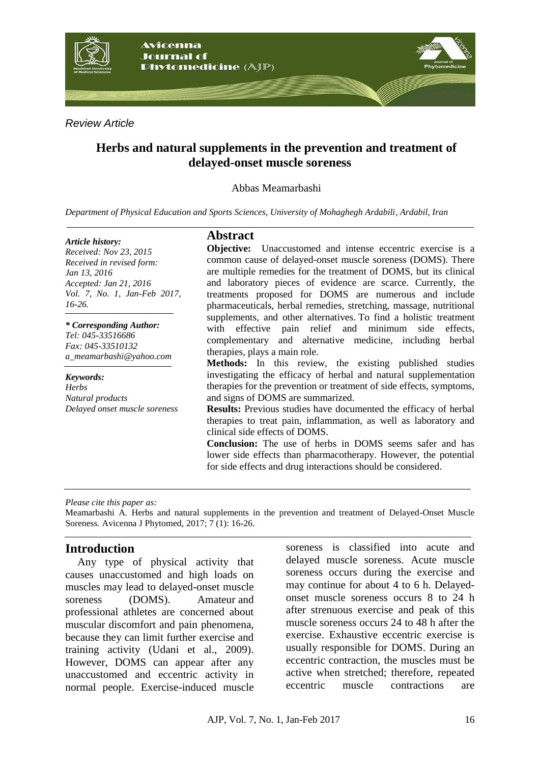*Review Article*

# Herbs and natural supplements in the prevention and treatment of delayed-onset muscle soreness

Abbas Meamarbashi

*Department of Physical Education and Sports Sciences, University of Mohaghegh Ardabili, Ardabil, Iran*

***Article history:***
*Received: Nov 23, 2015*
*Received in revised form: Jan 13, 2016*
*Accepted: Jan 21, 2016*
*Vol. 7, No. 1, Jan-Feb 2017, 16-26.*

***\* Corresponding Author:***
*Tel: 045-33516686*
*Fax: 045-33510132*
*a_meamarbashi@yahoo.com*

***Keywords:***
*Herbs*
*Natural products*
*Delayed onset muscle soreness*

## Abstract

**Objective:** Unaccustomed and intense eccentric exercise is a common cause of delayed-onset muscle soreness (DOMS). There are multiple remedies for the treatment of DOMS, but its clinical and laboratory pieces of evidence are scarce. Currently, the treatments proposed for DOMS are numerous and include pharmaceuticals, herbal remedies, stretching, massage, nutritional supplements, and other alternatives. To find a holistic treatment with effective pain relief and minimum side effects, complementary and alternative medicine, including herbal therapies, plays a main role.

**Methods:** In this review, the existing published studies investigating the efficacy of herbal and natural supplementation therapies for the prevention or treatment of side effects, symptoms, and signs of DOMS are summarized.

**Results:** Previous studies have documented the efficacy of herbal therapies to treat pain, inflammation, as well as laboratory and clinical side effects of DOMS.

**Conclusion:** The use of herbs in DOMS seems safer and has lower side effects than pharmacotherapy. However, the potential for side effects and drug interactions should be considered.

*Please cite this paper as:*
Meamarbashi A. Herbs and natural supplements in the prevention and treatment of Delayed-Onset Muscle Soreness. Avicenna J Phytomed, 2017; 7 (1): 16-26.

## Introduction

Any type of physical activity that causes unaccustomed and high loads on muscles may lead to delayed-onset muscle soreness (DOMS). Amateur and professional athletes are concerned about muscular discomfort and pain phenomena, because they can limit further exercise and training activity (Udani et al., 2009). However, DOMS can appear after any unaccustomed and eccentric activity in normal people. Exercise-induced muscle soreness is classified into acute and delayed muscle soreness. Acute muscle soreness occurs during the exercise and may continue for about 4 to 6 h. Delayed-onset muscle soreness occurs 8 to 24 h after strenuous exercise and peak of this muscle soreness occurs 24 to 48 h after the exercise. Exhaustive eccentric exercise is usually responsible for DOMS. During an eccentric contraction, the muscles must be active when stretched; therefore, repeated eccentric muscle contractions are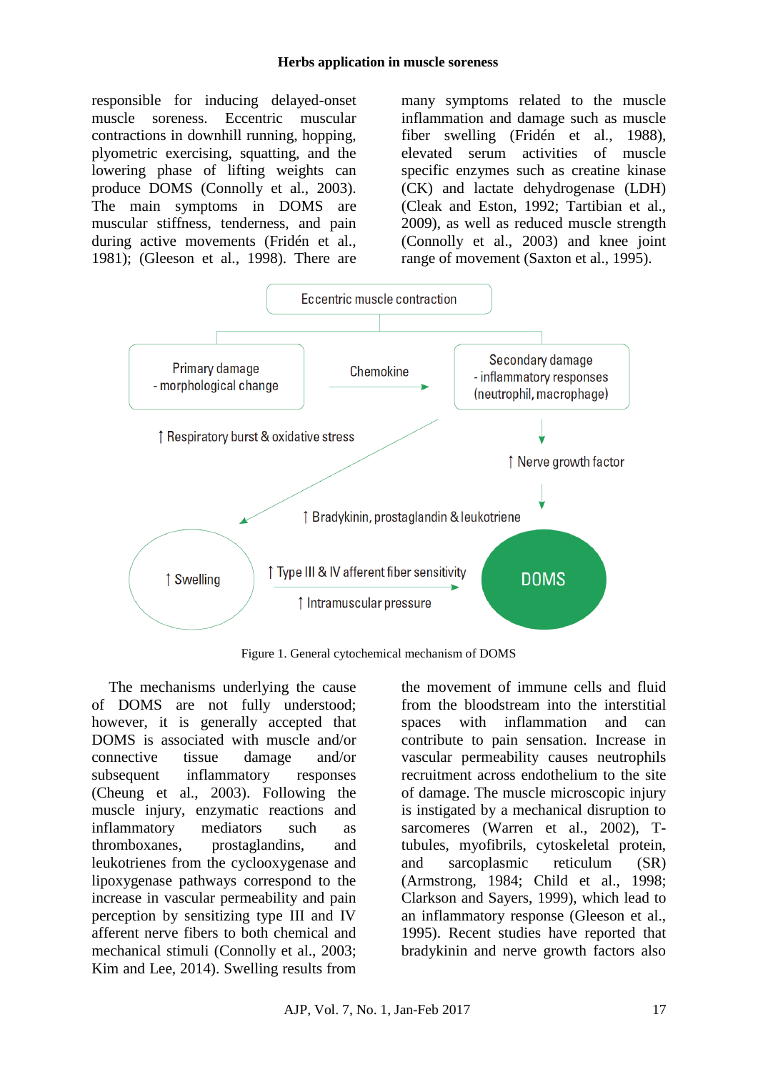responsible for inducing delayed-onset muscle soreness. Eccentric muscular contractions in downhill running, hopping, plyometric exercising, squatting, and the lowering phase of lifting weights can produce DOMS (Connolly et al., 2003). The main symptoms in DOMS are muscular stiffness, tenderness, and pain during active movements (Fridén et al., 1981); (Gleeson et al., 1998). There are many symptoms related to the muscle inflammation and damage such as muscle fiber swelling (Fridén et al., 1988), elevated serum activities of muscle specific enzymes such as creatine kinase (CK) and lactate dehydrogenase (LDH) (Cleak and Eston, 1992; Tartibian et al., 2009), as well as reduced muscle strength (Connolly et al., 2003) and knee joint range of movement (Saxton et al., 1995).

Eccentric muscle contraction

Primary damage - morphological change

Chemokine

Secondary damage - inflammatory responses (neutrophil, macrophage)

↑ Respiratory burst & oxidative stress

↑ Nerve growth factor

↑ Bradykinin, prostaglandin & leukotriene

↑ Swelling

↑ Type III & IV afferent fiber sensitivity

↑ Intramuscular pressure

DOMS

Figure 1. General cytochemical mechanism of DOMS

The mechanisms underlying the cause of DOMS are not fully understood; however, it is generally accepted that DOMS is associated with muscle and/or connective tissue damage and/or subsequent inflammatory responses (Cheung et al., 2003). Following the muscle injury, enzymatic reactions and inflammatory mediators such as thromboxanes, prostaglandins, and leukotrienes from the cyclooxygenase and lipoxygenase pathways correspond to the increase in vascular permeability and pain perception by sensitizing type III and IV afferent nerve fibers to both chemical and mechanical stimuli (Connolly et al., 2003; Kim and Lee, 2014). Swelling results from the movement of immune cells and fluid from the bloodstream into the interstitial spaces with inflammation and can contribute to pain sensation. Increase in vascular permeability causes neutrophils recruitment across endothelium to the site of damage. The muscle microscopic injury is instigated by a mechanical disruption to sarcomeres (Warren et al., 2002), T-tubules, myofibrils, cytoskeletal protein, and sarcoplasmic reticulum (SR) (Armstrong, 1984; Child et al., 1998; Clarkson and Sayers, 1999), which lead to an inflammatory response (Gleeson et al., 1995). Recent studies have reported that bradykinin and nerve growth factors also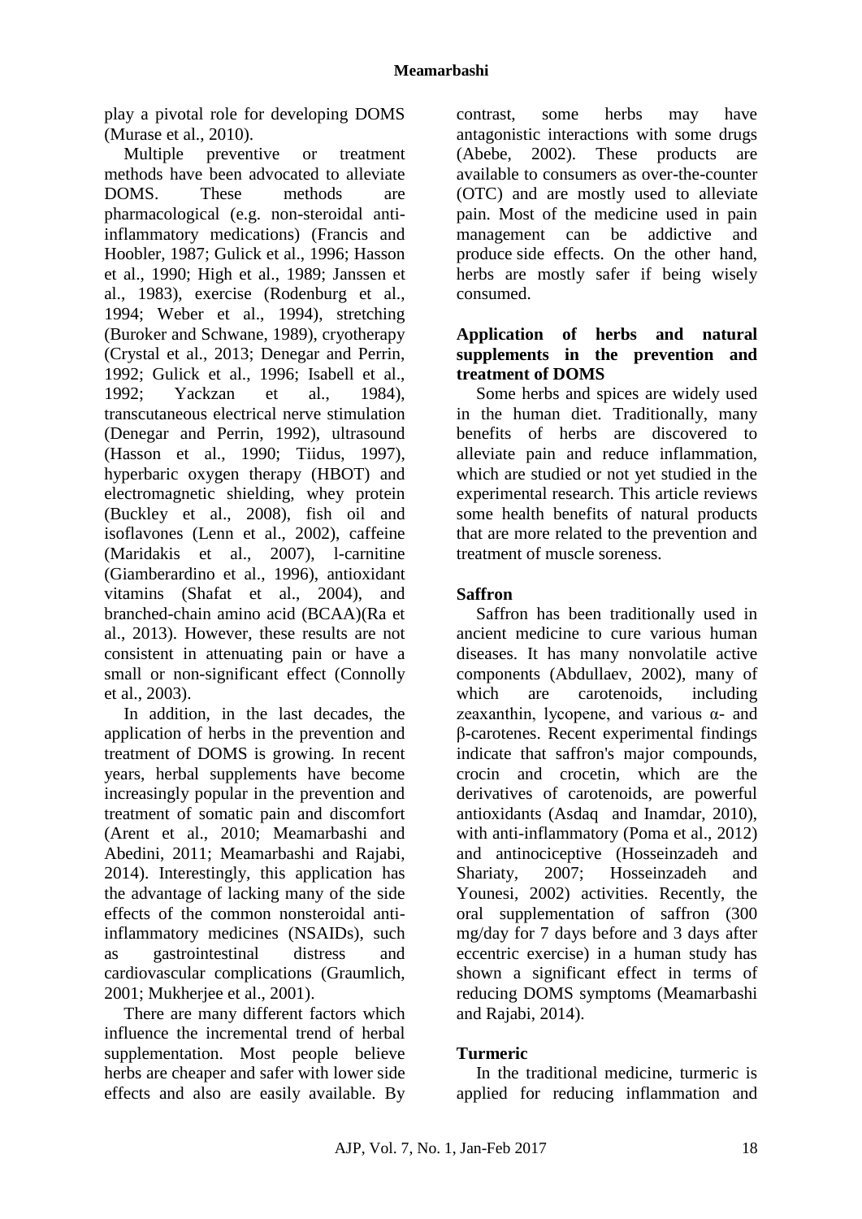play a pivotal role for developing DOMS (Murase et al., 2010).

Multiple preventive or treatment methods have been advocated to alleviate DOMS. These methods are pharmacological (e.g. non-steroidal anti-inflammatory medications) (Francis and Hoobler, 1987; Gulick et al., 1996; Hasson et al., 1990; High et al., 1989; Janssen et al., 1983), exercise (Rodenburg et al., 1994; Weber et al., 1994), stretching (Buroker and Schwane, 1989), cryotherapy (Crystal et al., 2013; Denegar and Perrin, 1992; Gulick et al., 1996; Isabell et al., 1992; Yackzan et al., 1984), transcutaneous electrical nerve stimulation (Denegar and Perrin, 1992), ultrasound (Hasson et al., 1990; Tiidus, 1997), hyperbaric oxygen therapy (HBOT) and electromagnetic shielding, whey protein (Buckley et al., 2008), fish oil and isoflavones (Lenn et al., 2002), caffeine (Maridakis et al., 2007), l-carnitine (Giamberardino et al., 1996), antioxidant vitamins (Shafat et al., 2004), and branched-chain amino acid (BCAA)(Ra et al., 2013). However, these results are not consistent in attenuating pain or have a small or non-significant effect (Connolly et al., 2003).

In addition, in the last decades, the application of herbs in the prevention and treatment of DOMS is growing. In recent years, herbal supplements have become increasingly popular in the prevention and treatment of somatic pain and discomfort (Arent et al., 2010; Meamarbashi and Abedini, 2011; Meamarbashi and Rajabi, 2014). Interestingly, this application has the advantage of lacking many of the side effects of the common nonsteroidal anti-inflammatory medicines (NSAIDs), such as gastrointestinal distress and cardiovascular complications (Graumlich, 2001; Mukherjee et al., 2001).

There are many different factors which influence the incremental trend of herbal supplementation. Most people believe herbs are cheaper and safer with lower side effects and also are easily available. By contrast, some herbs may have antagonistic interactions with some drugs (Abebe, 2002). These products are available to consumers as over-the-counter (OTC) and are mostly used to alleviate pain. Most of the medicine used in pain management can be addictive and produce side effects. On the other hand, herbs are mostly safer if being wisely consumed.

## Application of herbs and natural supplements in the prevention and treatment of DOMS

Some herbs and spices are widely used in the human diet. Traditionally, many benefits of herbs are discovered to alleviate pain and reduce inflammation, which are studied or not yet studied in the experimental research. This article reviews some health benefits of natural products that are more related to the prevention and treatment of muscle soreness.

### Saffron

Saffron has been traditionally used in ancient medicine to cure various human diseases. It has many nonvolatile active components (Abdullaev, 2002), many of which are carotenoids, including zeaxanthin, lycopene, and various α- and β-carotenes. Recent experimental findings indicate that saffron's major compounds, crocin and crocetin, which are the derivatives of carotenoids, are powerful antioxidants (Asdaq and Inamdar, 2010), with anti-inflammatory (Poma et al., 2012) and antinociceptive (Hosseinzadeh and Shariaty, 2007; Hosseinzadeh and Younesi, 2002) activities. Recently, the oral supplementation of saffron (300 mg/day for 7 days before and 3 days after eccentric exercise) in a human study has shown a significant effect in terms of reducing DOMS symptoms (Meamarbashi and Rajabi, 2014).

### Turmeric

In the traditional medicine, turmeric is applied for reducing inflammation and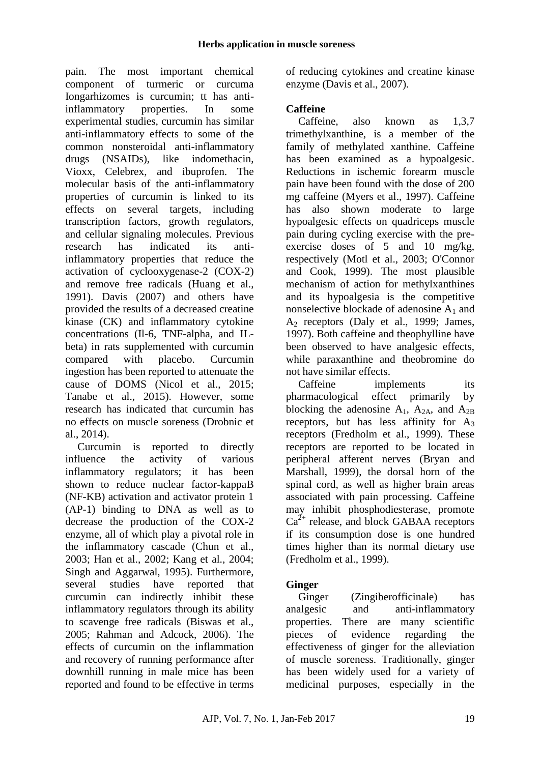pain. The most important chemical component of turmeric or curcuma Iongarhizomes is curcumin; tt has anti-inflammatory properties. In some experimental studies, curcumin has similar anti-inflammatory effects to some of the common nonsteroidal anti-inflammatory drugs (NSAIDs), like indomethacin, Vioxx, Celebrex, and ibuprofen. The molecular basis of the anti-inflammatory properties of curcumin is linked to its effects on several targets, including transcription factors, growth regulators, and cellular signaling molecules. Previous research has indicated its anti-inflammatory properties that reduce the activation of cyclooxygenase-2 (COX-2) and remove free radicals (Huang et al., 1991). Davis (2007) and others have provided the results of a decreased creatine kinase (CK) and inflammatory cytokine concentrations (Il-6, TNF-alpha, and IL-beta) in rats supplemented with curcumin compared with placebo. Curcumin ingestion has been reported to attenuate the cause of DOMS (Nicol et al., 2015; Tanabe et al., 2015). However, some research has indicated that curcumin has no effects on muscle soreness (Drobnic et al., 2014).

Curcumin is reported to directly influence the activity of various inflammatory regulators; it has been shown to reduce nuclear factor-kappaB (NF-KB) activation and activator protein 1 (AP-1) binding to DNA as well as to decrease the production of the COX-2 enzyme, all of which play a pivotal role in the inflammatory cascade (Chun et al., 2003; Han et al., 2002; Kang et al., 2004; Singh and Aggarwal, 1995). Furthermore, several studies have reported that curcumin can indirectly inhibit these inflammatory regulators through its ability to scavenge free radicals (Biswas et al., 2005; Rahman and Adcock, 2006). The effects of curcumin on the inflammation and recovery of running performance after downhill running in male mice has been reported and found to be effective in terms of reducing cytokines and creatine kinase enzyme (Davis et al., 2007).

## Caffeine

Caffeine, also known as 1,3,7 trimethylxanthine, is a member of the family of methylated xanthine. Caffeine has been examined as a hypoalgesic. Reductions in ischemic forearm muscle pain have been found with the dose of 200 mg caffeine (Myers et al., 1997). Caffeine has also shown moderate to large hypoalgesic effects on quadriceps muscle pain during cycling exercise with the pre-exercise doses of 5 and 10 mg/kg, respectively (Motl et al., 2003; O'Connor and Cook, 1999). The most plausible mechanism of action for methylxanthines and its hypoalgesia is the competitive nonselective blockade of adenosine $A_1$ and $A_2$ receptors (Daly et al., 1999; James, 1997). Both caffeine and theophylline have been observed to have analgesic effects, while paraxanthine and theobromine do not have similar effects.

Caffeine implements its pharmacological effect primarily by blocking the adenosine $A_1$, $A_{2A}$, and $A_{2B}$ receptors, but has less affinity for $A_3$ receptors (Fredholm et al., 1999). These receptors are reported to be located in peripheral afferent nerves (Bryan and Marshall, 1999), the dorsal horn of the spinal cord, as well as higher brain areas associated with pain processing. Caffeine may inhibit phosphodiesterase, promote $Ca^{2+}$ release, and block GABAA receptors if its consumption dose is one hundred times higher than its normal dietary use (Fredholm et al., 1999).

## Ginger

Ginger (Zingiberofficinale) has analgesic and anti-inflammatory properties. There are many scientific pieces of evidence regarding the effectiveness of ginger for the alleviation of muscle soreness. Traditionally, ginger has been widely used for a variety of medicinal purposes, especially in the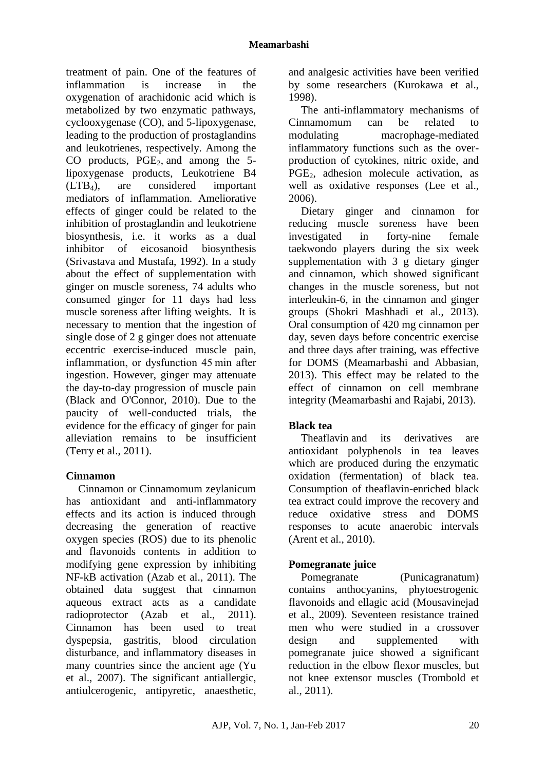treatment of pain. One of the features of inflammation is increase in the oxygenation of arachidonic acid which is metabolized by two enzymatic pathways, cyclooxygenase (CO), and 5-lipoxygenase, leading to the production of prostaglandins and leukotrienes, respectively. Among the CO products, $PGE_2$, and among the 5-lipoxygenase products, Leukotriene B4 ($LTB_4$), are considered important mediators of inflammation. Ameliorative effects of ginger could be related to the inhibition of prostaglandin and leukotriene biosynthesis, i.e. it works as a dual inhibitor of eicosanoid biosynthesis (Srivastava and Mustafa, 1992). In a study about the effect of supplementation with ginger on muscle soreness, 74 adults who consumed ginger for 11 days had less muscle soreness after lifting weights. It is necessary to mention that the ingestion of single dose of 2 g ginger does not attenuate eccentric exercise-induced muscle pain, inflammation, or dysfunction 45 min after ingestion. However, ginger may attenuate the day-to-day progression of muscle pain (Black and O'Connor, 2010). Due to the paucity of well-conducted trials, the evidence for the efficacy of ginger for pain alleviation remains to be insufficient (Terry et al., 2011).

## Cinnamon

Cinnamon or Cinnamomum zeylanicum has antioxidant and anti-inflammatory effects and its action is induced through decreasing the generation of reactive oxygen species (ROS) due to its phenolic and flavonoids contents in addition to modifying gene expression by inhibiting NF-kB activation (Azab et al., 2011). The obtained data suggest that cinnamon aqueous extract acts as a candidate radioprotector (Azab et al., 2011). Cinnamon has been used to treat dyspepsia, gastritis, blood circulation disturbance, and inflammatory diseases in many countries since the ancient age (Yu et al., 2007). The significant antiallergic, antiulcerogenic, antipyretic, anaesthetic, and analgesic activities have been verified by some researchers (Kurokawa et al., 1998).

The anti-inflammatory mechanisms of Cinnamomum can be related to modulating macrophage-mediated inflammatory functions such as the over-production of cytokines, nitric oxide, and $PGE_2$, adhesion molecule activation, as well as oxidative responses (Lee et al., 2006).

Dietary ginger and cinnamon for reducing muscle soreness have been investigated in forty-nine female taekwondo players during the six week supplementation with 3 g dietary ginger and cinnamon, which showed significant changes in the muscle soreness, but not interleukin-6, in the cinnamon and ginger groups (Shokri Mashhadi et al., 2013). Oral consumption of 420 mg cinnamon per day, seven days before concentric exercise and three days after training, was effective for DOMS (Meamarbashi and Abbasian, 2013). This effect may be related to the effect of cinnamon on cell membrane integrity (Meamarbashi and Rajabi, 2013).

## Black tea

Theaflavin and its derivatives are antioxidant polyphenols in tea leaves which are produced during the enzymatic oxidation (fermentation) of black tea. Consumption of theaflavin-enriched black tea extract could improve the recovery and reduce oxidative stress and DOMS responses to acute anaerobic intervals (Arent et al., 2010).

## Pomegranate juice

Pomegranate (Punicagranatum) contains anthocyanins, phytoestrogenic flavonoids and ellagic acid (Mousavinejad et al., 2009). Seventeen resistance trained men who were studied in a crossover design and supplemented with pomegranate juice showed a significant reduction in the elbow flexor muscles, but not knee extensor muscles (Trombold et al., 2011).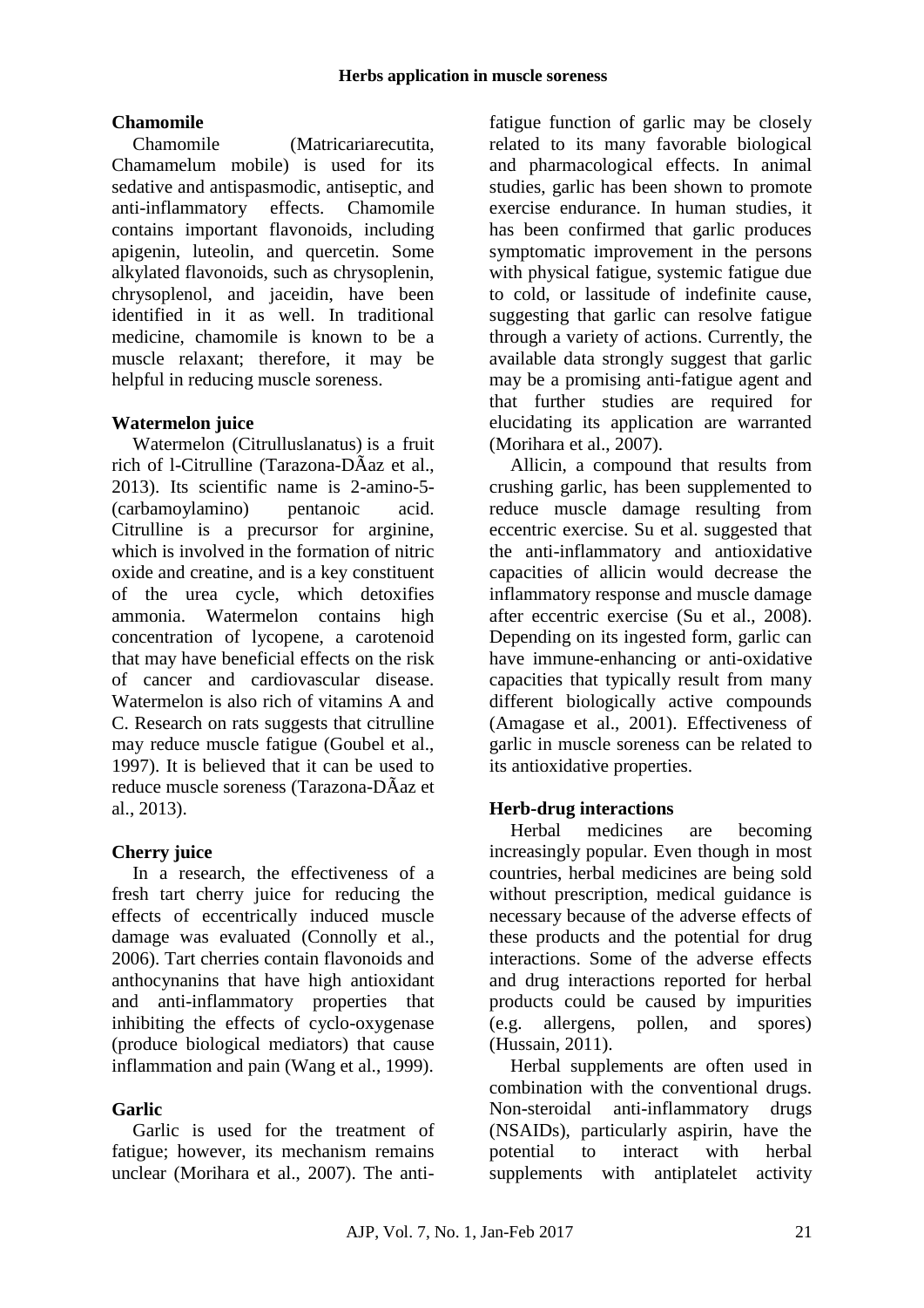### Chamomile

Chamomile (Matricariarecutita, Chamamelum mobile) is used for its sedative and antispasmodic, antiseptic, and anti-inflammatory effects. Chamomile contains important flavonoids, including apigenin, luteolin, and quercetin. Some alkylated flavonoids, such as chrysoplenin, chrysoplenol, and jaceidin, have been identified in it as well. In traditional medicine, chamomile is known to be a muscle relaxant; therefore, it may be helpful in reducing muscle soreness.

### Watermelon juice

Watermelon (Citrulluslanatus) is a fruit rich of l-Citrulline (Tarazona-DÃaz et al., 2013). Its scientific name is 2-amino-5-(carbamoylamino) pentanoic acid. Citrulline is a precursor for arginine, which is involved in the formation of nitric oxide and creatine, and is a key constituent of the urea cycle, which detoxifies ammonia. Watermelon contains high concentration of lycopene, a carotenoid that may have beneficial effects on the risk of cancer and cardiovascular disease. Watermelon is also rich of vitamins A and C. Research on rats suggests that citrulline may reduce muscle fatigue (Goubel et al., 1997). It is believed that it can be used to reduce muscle soreness (Tarazona-DÃaz et al., 2013).

### Cherry juice

In a research, the effectiveness of a fresh tart cherry juice for reducing the effects of eccentrically induced muscle damage was evaluated (Connolly et al., 2006). Tart cherries contain flavonoids and anthocynanins that have high antioxidant and anti-inflammatory properties that inhibiting the effects of cyclo-oxygenase (produce biological mediators) that cause inflammation and pain (Wang et al., 1999).

### Garlic

Garlic is used for the treatment of fatigue; however, its mechanism remains unclear (Morihara et al., 2007). The anti-fatigue function of garlic may be closely related to its many favorable biological and pharmacological effects. In animal studies, garlic has been shown to promote exercise endurance. In human studies, it has been confirmed that garlic produces symptomatic improvement in the persons with physical fatigue, systemic fatigue due to cold, or lassitude of indefinite cause, suggesting that garlic can resolve fatigue through a variety of actions. Currently, the available data strongly suggest that garlic may be a promising anti-fatigue agent and that further studies are required for elucidating its application are warranted (Morihara et al., 2007).

Allicin, a compound that results from crushing garlic, has been supplemented to reduce muscle damage resulting from eccentric exercise. Su et al. suggested that the anti-inflammatory and antioxidative capacities of allicin would decrease the inflammatory response and muscle damage after eccentric exercise (Su et al., 2008). Depending on its ingested form, garlic can have immune-enhancing or anti-oxidative capacities that typically result from many different biologically active compounds (Amagase et al., 2001). Effectiveness of garlic in muscle soreness can be related to its antioxidative properties.

### Herb-drug interactions

Herbal medicines are becoming increasingly popular. Even though in most countries, herbal medicines are being sold without prescription, medical guidance is necessary because of the adverse effects of these products and the potential for drug interactions. Some of the adverse effects and drug interactions reported for herbal products could be caused by impurities (e.g. allergens, pollen, and spores) (Hussain, 2011).

Herbal supplements are often used in combination with the conventional drugs. Non-steroidal anti-inflammatory drugs (NSAIDs), particularly aspirin, have the potential to interact with herbal supplements with antiplatelet activity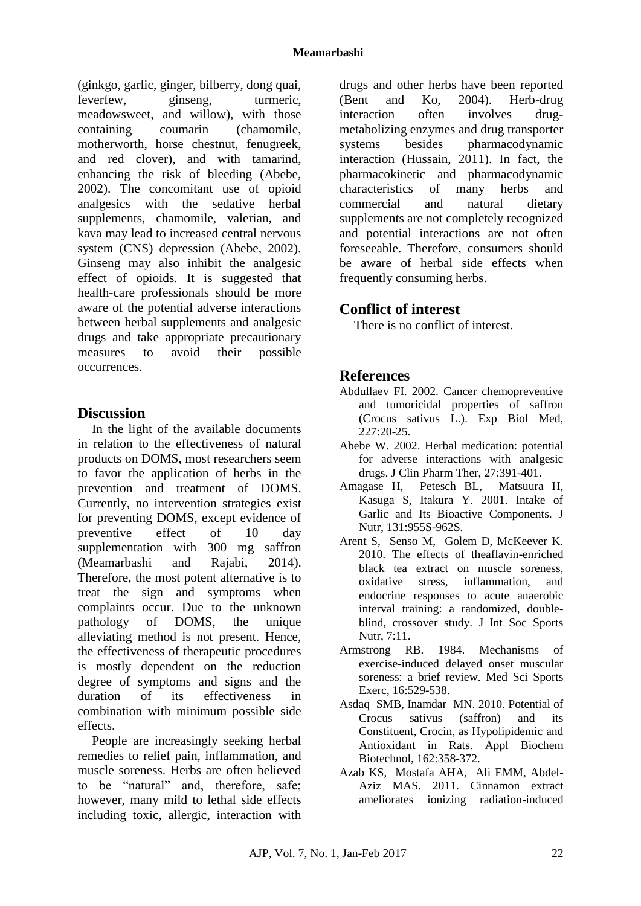(ginkgo, garlic, ginger, bilberry, dong quai, feverfew, ginseng, turmeric, meadowsweet, and willow), with those containing coumarin (chamomile, motherworth, horse chestnut, fenugreek, and red clover), and with tamarind, enhancing the risk of bleeding (Abebe, 2002). The concomitant use of opioid analgesics with the sedative herbal supplements, chamomile, valerian, and kava may lead to increased central nervous system (CNS) depression (Abebe, 2002). Ginseng may also inhibit the analgesic effect of opioids. It is suggested that health-care professionals should be more aware of the potential adverse interactions between herbal supplements and analgesic drugs and take appropriate precautionary measures to avoid their possible occurrences.

## Discussion

In the light of the available documents in relation to the effectiveness of natural products on DOMS, most researchers seem to favor the application of herbs in the prevention and treatment of DOMS. Currently, no intervention strategies exist for preventing DOMS, except evidence of preventive effect of 10 day supplementation with 300 mg saffron (Meamarbashi and Rajabi, 2014). Therefore, the most potent alternative is to treat the sign and symptoms when complaints occur. Due to the unknown pathology of DOMS, the unique alleviating method is not present. Hence, the effectiveness of therapeutic procedures is mostly dependent on the reduction degree of symptoms and signs and the duration of its effectiveness in combination with minimum possible side effects.

People are increasingly seeking herbal remedies to relief pain, inflammation, and muscle soreness. Herbs are often believed to be "natural" and, therefore, safe; however, many mild to lethal side effects including toxic, allergic, interaction with drugs and other herbs have been reported (Bent and Ko, 2004). Herb-drug interaction often involves drug-metabolizing enzymes and drug transporter systems besides pharmacodynamic interaction (Hussain, 2011). In fact, the pharmacokinetic and pharmacodynamic characteristics of many herbs and commercial and natural dietary supplements are not completely recognized and potential interactions are not often foreseeable. Therefore, consumers should be aware of herbal side effects when frequently consuming herbs.

## Conflict of interest

There is no conflict of interest.

## References

Abdullaev FI. 2002. Cancer chemopreventive and tumoricidal properties of saffron (Crocus sativus L.). Exp Biol Med, 227:20-25.

Abebe W. 2002. Herbal medication: potential for adverse interactions with analgesic drugs. J Clin Pharm Ther, 27:391-401.

Amagase H, Petesch BL, Matsuura H, Kasuga S, Itakura Y. 2001. Intake of Garlic and Its Bioactive Components. J Nutr, 131:955S-962S.

Arent S, Senso M, Golem D, McKeever K. 2010. The effects of theaflavin-enriched black tea extract on muscle soreness, oxidative stress, inflammation, and endocrine responses to acute anaerobic interval training: a randomized, double-blind, crossover study. J Int Soc Sports Nutr, 7:11.

Armstrong RB. 1984. Mechanisms of exercise-induced delayed onset muscular soreness: a brief review. Med Sci Sports Exerc, 16:529-538.

Asdaq SMB, Inamdar MN. 2010. Potential of Crocus sativus (saffron) and its Constituent, Crocin, as Hypolipidemic and Antioxidant in Rats. Appl Biochem Biotechnol, 162:358-372.

Azab KS, Mostafa AHA, Ali EMM, Abdel-Aziz MAS. 2011. Cinnamon extract ameliorates ionizing radiation-induced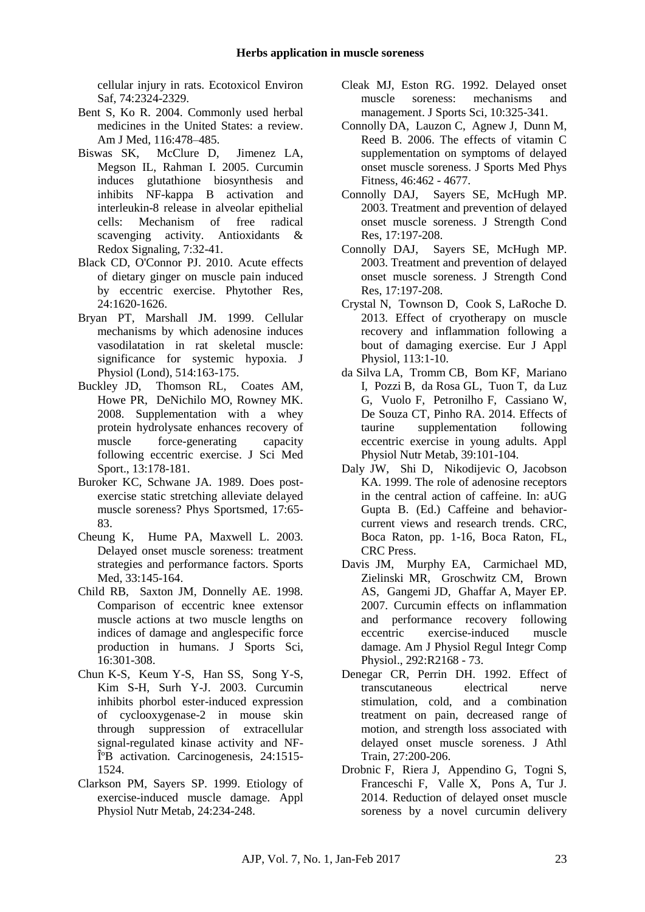cellular injury in rats. Ecotoxicol Environ Saf, 74:2324-2329.

Bent S, Ko R. 2004. Commonly used herbal medicines in the United States: a review. Am J Med, 116:478–485.

Biswas SK, McClure D, Jimenez LA, Megson IL, Rahman I. 2005. Curcumin induces glutathione biosynthesis and inhibits NF-kappa B activation and interleukin-8 release in alveolar epithelial cells: Mechanism of free radical scavenging activity. Antioxidants & Redox Signaling, 7:32-41.

Black CD, O'Connor PJ. 2010. Acute effects of dietary ginger on muscle pain induced by eccentric exercise. Phytother Res, 24:1620-1626.

Bryan PT, Marshall JM. 1999. Cellular mechanisms by which adenosine induces vasodilatation in rat skeletal muscle: significance for systemic hypoxia. J Physiol (Lond), 514:163-175.

Buckley JD, Thomson RL, Coates AM, Howe PR, DeNichilo MO, Rowney MK. 2008. Supplementation with a whey protein hydrolysate enhances recovery of muscle force-generating capacity following eccentric exercise. J Sci Med Sport., 13:178-181.

Buroker KC, Schwane JA. 1989. Does post-exercise static stretching alleviate delayed muscle soreness? Phys Sportsmed, 17:65-83.

Cheung K, Hume PA, Maxwell L. 2003. Delayed onset muscle soreness: treatment strategies and performance factors. Sports Med, 33:145-164.

Child RB, Saxton JM, Donnelly AE. 1998. Comparison of eccentric knee extensor muscle actions at two muscle lengths on indices of damage and anglespecific force production in humans. J Sports Sci, 16:301-308.

Chun K-S, Keum Y-S, Han SS, Song Y-S, Kim S-H, Surh Y-J. 2003. Curcumin inhibits phorbol ester-induced expression of cyclooxygenase-2 in mouse skin through suppression of extracellular signal-regulated kinase activity and NF-Î°B activation. Carcinogenesis, 24:1515-1524.

Clarkson PM, Sayers SP. 1999. Etiology of exercise-induced muscle damage. Appl Physiol Nutr Metab, 24:234-248.

Cleak MJ, Eston RG. 1992. Delayed onset muscle soreness: mechanisms and management. J Sports Sci, 10:325-341.

Connolly DA, Lauzon C, Agnew J, Dunn M, Reed B. 2006. The effects of vitamin C supplementation on symptoms of delayed onset muscle soreness. J Sports Med Phys Fitness, 46:462 - 4677.

Connolly DAJ, Sayers SE, McHugh MP. 2003. Treatment and prevention of delayed onset muscle soreness. J Strength Cond Res, 17:197-208.

Connolly DAJ, Sayers SE, McHugh MP. 2003. Treatment and prevention of delayed onset muscle soreness. J Strength Cond Res, 17:197-208.

Crystal N, Townson D, Cook S, LaRoche D. 2013. Effect of cryotherapy on muscle recovery and inflammation following a bout of damaging exercise. Eur J Appl Physiol, 113:1-10.

da Silva LA, Tromm CB, Bom KF, Mariano I, Pozzi B, da Rosa GL, Tuon T, da Luz G, Vuolo F, Petronilho F, Cassiano W, De Souza CT, Pinho RA. 2014. Effects of taurine supplementation following eccentric exercise in young adults. Appl Physiol Nutr Metab, 39:101-104.

Daly JW, Shi D, Nikodijevic O, Jacobson KA. 1999. The role of adenosine receptors in the central action of caffeine. In: aUG Gupta B. (Ed.) Caffeine and behavior-current views and research trends. CRC, Boca Raton, pp. 1-16, Boca Raton, FL, CRC Press.

Davis JM, Murphy EA, Carmichael MD, Zielinski MR, Groschwitz CM, Brown AS, Gangemi JD, Ghaffar A, Mayer EP. 2007. Curcumin effects on inflammation and performance recovery following eccentric exercise-induced muscle damage. Am J Physiol Regul Integr Comp Physiol., 292:R2168 - 73.

Denegar CR, Perrin DH. 1992. Effect of transcutaneous electrical nerve stimulation, cold, and a combination treatment on pain, decreased range of motion, and strength loss associated with delayed onset muscle soreness. J Athl Train, 27:200-206.

Drobnic F, Riera J, Appendino G, Togni S, Franceschi F, Valle X, Pons A, Tur J. 2014. Reduction of delayed onset muscle soreness by a novel curcumin delivery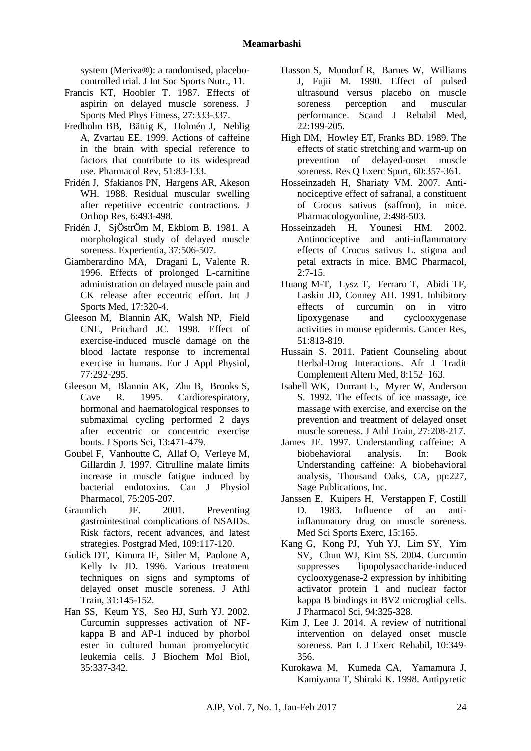system (Meriva®): a randomised, placebo-controlled trial. J Int Soc Sports Nutr., 11.

Francis KT, Hoobler T. 1987. Effects of aspirin on delayed muscle soreness. J Sports Med Phys Fitness, 27:333-337.

Fredholm BB, Bättig K, Holmén J, Nehlig A, Zvartau EE. 1999. Actions of caffeine in the brain with special reference to factors that contribute to its widespread use. Pharmacol Rev, 51:83-133.

Fridén J, Sfakianos PN, Hargens AR, Akeson WH. 1988. Residual muscular swelling after repetitive eccentric contractions. J Orthop Res, 6:493-498.

Fridén J, SjÖstrÖm M, Ekblom B. 1981. A morphological study of delayed muscle soreness. Experientia, 37:506-507.

Giamberardino MA, Dragani L, Valente R. 1996. Effects of prolonged L-carnitine administration on delayed muscle pain and CK release after eccentric effort. Int J Sports Med, 17:320-4.

Gleeson M, Blannin AK, Walsh NP, Field CNE, Pritchard JC. 1998. Effect of exercise-induced muscle damage on the blood lactate response to incremental exercise in humans. Eur J Appl Physiol, 77:292-295.

Gleeson M, Blannin AK, Zhu B, Brooks S, Cave R. 1995. Cardiorespiratory, hormonal and haematological responses to submaximal cycling performed 2 days after eccentric or concentric exercise bouts. J Sports Sci, 13:471-479.

Goubel F, Vanhoutte C, Allaf O, Verleye M, Gillardin J. 1997. Citrulline malate limits increase in muscle fatigue induced by bacterial endotoxins. Can J Physiol Pharmacol, 75:205-207.

Graumlich JF. 2001. Preventing gastrointestinal complications of NSAIDs. Risk factors, recent advances, and latest strategies. Postgrad Med, 109:117-120.

Gulick DT, Kimura IF, Sitler M, Paolone A, Kelly Iv JD. 1996. Various treatment techniques on signs and symptoms of delayed onset muscle soreness. J Athl Train, 31:145-152.

Han SS, Keum YS, Seo HJ, Surh YJ. 2002. Curcumin suppresses activation of NF-kappa B and AP-1 induced by phorbol ester in cultured human promyelocytic leukemia cells. J Biochem Mol Biol, 35:337-342.

Hasson S, Mundorf R, Barnes W, Williams J, Fujii M. 1990. Effect of pulsed ultrasound versus placebo on muscle soreness perception and muscular performance. Scand J Rehabil Med, 22:199-205.

High DM, Howley ET, Franks BD. 1989. The effects of static stretching and warm-up on prevention of delayed-onset muscle soreness. Res Q Exerc Sport, 60:357-361.

Hosseinzadeh H, Shariaty VM. 2007. Anti-nociceptive effect of safranal, a constituent of Crocus sativus (saffron), in mice. Pharmacologyonline, 2:498-503.

Hosseinzadeh H, Younesi HM. 2002. Antinociceptive and anti-inflammatory effects of Crocus sativus L. stigma and petal extracts in mice. BMC Pharmacol, 2:7-15.

Huang M-T, Lysz T, Ferraro T, Abidi TF, Laskin JD, Conney AH. 1991. Inhibitory effects of curcumin on in vitro lipoxygenase and cyclooxygenase activities in mouse epidermis. Cancer Res, 51:813-819.

Hussain S. 2011. Patient Counseling about Herbal-Drug Interactions. Afr J Tradit Complement Altern Med, 8:152–163.

Isabell WK, Durrant E, Myrer W, Anderson S. 1992. The effects of ice massage, ice massage with exercise, and exercise on the prevention and treatment of delayed onset muscle soreness. J Athl Train, 27:208-217.

James JE. 1997. Understanding caffeine: A biobehavioral analysis. In: Book Understanding caffeine: A biobehavioral analysis, Thousand Oaks, CA, pp:227, Sage Publications, Inc.

Janssen E, Kuipers H, Verstappen F, Costill D. 1983. Influence of an anti-inflammatory drug on muscle soreness. Med Sci Sports Exerc, 15:165.

Kang G, Kong PJ, Yuh YJ, Lim SY, Yim SV, Chun WJ, Kim SS. 2004. Curcumin suppresses lipopolysaccharide-induced cyclooxygenase-2 expression by inhibiting activator protein 1 and nuclear factor kappa B bindings in BV2 microglial cells. J Pharmacol Sci, 94:325-328.

Kim J, Lee J. 2014. A review of nutritional intervention on delayed onset muscle soreness. Part I. J Exerc Rehabil, 10:349-356.

Kurokawa M, Kumeda CA, Yamamura J, Kamiyama T, Shiraki K. 1998. Antipyretic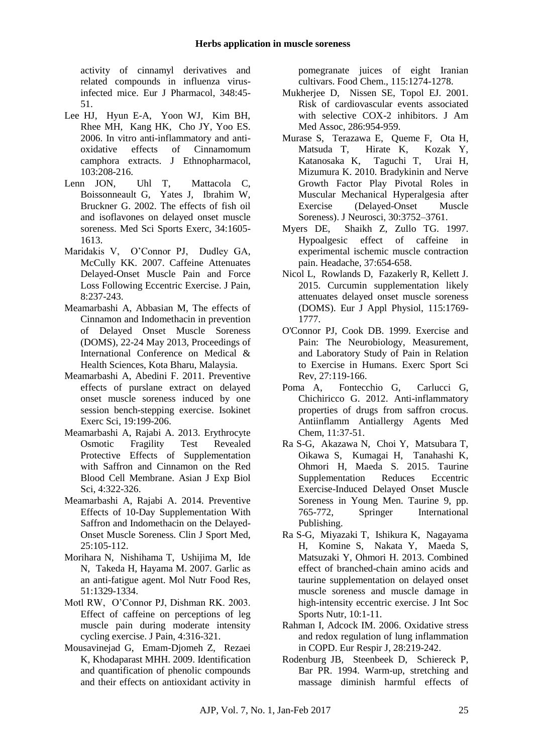activity of cinnamyl derivatives and related compounds in influenza virus-infected mice. Eur J Pharmacol, 348:45-51.

Lee HJ, Hyun E-A, Yoon WJ, Kim BH, Rhee MH, Kang HK, Cho JY, Yoo ES. 2006. In vitro anti-inflammatory and anti-oxidative effects of Cinnamomum camphora extracts. J Ethnopharmacol, 103:208-216.

Lenn JON, Uhl T, Mattacola C, Boissonneault G, Yates J, Ibrahim W, Bruckner G. 2002. The effects of fish oil and isoflavones on delayed onset muscle soreness. Med Sci Sports Exerc, 34:1605-1613.

Maridakis V, O'Connor PJ, Dudley GA, McCully KK. 2007. Caffeine Attenuates Delayed-Onset Muscle Pain and Force Loss Following Eccentric Exercise. J Pain, 8:237-243.

Meamarbashi A, Abbasian M, The effects of Cinnamon and Indomethacin in prevention of Delayed Onset Muscle Soreness (DOMS), 22-24 May 2013, Proceedings of International Conference on Medical & Health Sciences, Kota Bharu, Malaysia.

Meamarbashi A, Abedini F. 2011. Preventive effects of purslane extract on delayed onset muscle soreness induced by one session bench-stepping exercise. Isokinet Exerc Sci, 19:199-206.

Meamarbashi A, Rajabi A. 2013. Erythrocyte Osmotic Fragility Test Revealed Protective Effects of Supplementation with Saffron and Cinnamon on the Red Blood Cell Membrane. Asian J Exp Biol Sci, 4:322-326.

Meamarbashi A, Rajabi A. 2014. Preventive Effects of 10-Day Supplementation With Saffron and Indomethacin on the Delayed-Onset Muscle Soreness. Clin J Sport Med, 25:105-112.

Morihara N, Nishihama T, Ushijima M, Ide N, Takeda H, Hayama M. 2007. Garlic as an anti-fatigue agent. Mol Nutr Food Res, 51:1329-1334.

Motl RW, O'Connor PJ, Dishman RK. 2003. Effect of caffeine on perceptions of leg muscle pain during moderate intensity cycling exercise. J Pain, 4:316-321.

Mousavinejad G, Emam-Djomeh Z, Rezaei K, Khodaparast MHH. 2009. Identification and quantification of phenolic compounds and their effects on antioxidant activity in pomegranate juices of eight Iranian cultivars. Food Chem., 115:1274-1278.

Mukherjee D, Nissen SE, Topol EJ. 2001. Risk of cardiovascular events associated with selective COX-2 inhibitors. J Am Med Assoc, 286:954-959.

Murase S, Terazawa E, Queme F, Ota H, Matsuda T, Hirate K, Kozak Y, Katanosaka K, Taguchi T, Urai H, Mizumura K. 2010. Bradykinin and Nerve Growth Factor Play Pivotal Roles in Muscular Mechanical Hyperalgesia after Exercise (Delayed-Onset Muscle Soreness). J Neurosci, 30:3752–3761.

Myers DE, Shaikh Z, Zullo TG. 1997. Hypoalgesic effect of caffeine in experimental ischemic muscle contraction pain. Headache, 37:654-658.

Nicol L, Rowlands D, Fazakerly R, Kellett J. 2015. Curcumin supplementation likely attenuates delayed onset muscle soreness (DOMS). Eur J Appl Physiol, 115:1769-1777.

O'Connor PJ, Cook DB. 1999. Exercise and Pain: The Neurobiology, Measurement, and Laboratory Study of Pain in Relation to Exercise in Humans. Exerc Sport Sci Rev, 27:119-166.

Poma A, Fontecchio G, Carlucci G, Chichiricco G. 2012. Anti-inflammatory properties of drugs from saffron crocus. Antiinflamm Antiallergy Agents Med Chem, 11:37-51.

Ra S-G, Akazawa N, Choi Y, Matsubara T, Oikawa S, Kumagai H, Tanahashi K, Ohmori H, Maeda S. 2015. Taurine Supplementation Reduces Eccentric Exercise-Induced Delayed Onset Muscle Soreness in Young Men. Taurine 9, pp. 765-772, Springer International Publishing.

Ra S-G, Miyazaki T, Ishikura K, Nagayama H, Komine S, Nakata Y, Maeda S, Matsuzaki Y, Ohmori H. 2013. Combined effect of branched-chain amino acids and taurine supplementation on delayed onset muscle soreness and muscle damage in high-intensity eccentric exercise. J Int Soc Sports Nutr, 10:1-11.

Rahman I, Adcock IM. 2006. Oxidative stress and redox regulation of lung inflammation in COPD. Eur Respir J, 28:219-242.

Rodenburg JB, Steenbeek D, Schiereck P, Bar PR. 1994. Warm-up, stretching and massage diminish harmful effects of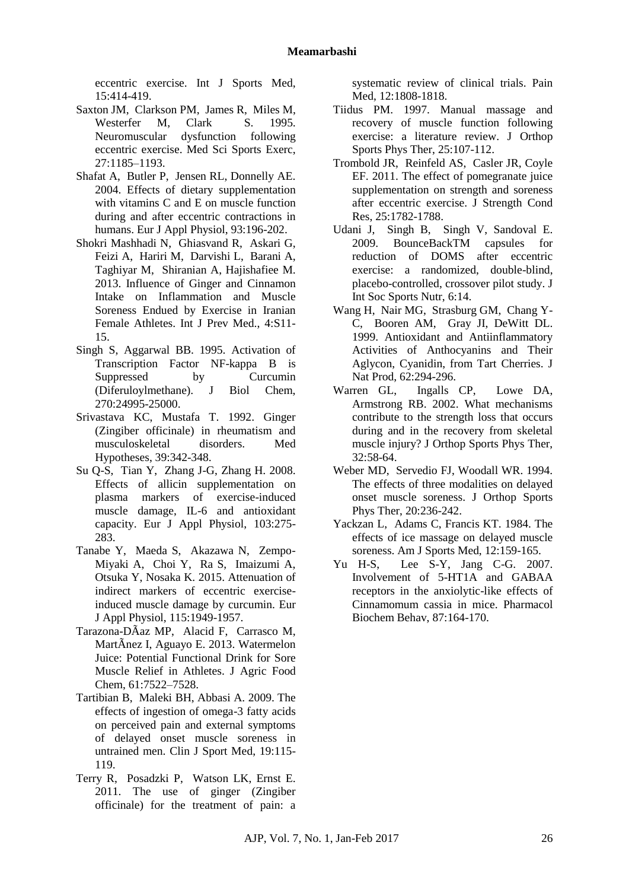eccentric exercise. Int J Sports Med, 15:414-419.

Saxton JM, Clarkson PM, James R, Miles M, Westerfer M, Clark S. 1995. Neuromuscular dysfunction following eccentric exercise. Med Sci Sports Exerc, 27:1185–1193.

Shafat A, Butler P, Jensen RL, Donnelly AE. 2004. Effects of dietary supplementation with vitamins C and E on muscle function during and after eccentric contractions in humans. Eur J Appl Physiol, 93:196-202.

Shokri Mashhadi N, Ghiasvand R, Askari G, Feizi A, Hariri M, Darvishi L, Barani A, Taghiyar M, Shiranian A, Hajishafiee M. 2013. Influence of Ginger and Cinnamon Intake on Inflammation and Muscle Soreness Endued by Exercise in Iranian Female Athletes. Int J Prev Med., 4:S11-15.

Singh S, Aggarwal BB. 1995. Activation of Transcription Factor NF-kappa B is Suppressed by Curcumin (Diferuloylmethane). J Biol Chem, 270:24995-25000.

Srivastava KC, Mustafa T. 1992. Ginger (Zingiber officinale) in rheumatism and musculoskeletal disorders. Med Hypotheses, 39:342-348.

Su Q-S, Tian Y, Zhang J-G, Zhang H. 2008. Effects of allicin supplementation on plasma markers of exercise-induced muscle damage, IL-6 and antioxidant capacity. Eur J Appl Physiol, 103:275-283.

Tanabe Y, Maeda S, Akazawa N, Zempo-Miyaki A, Choi Y, Ra S, Imaizumi A, Otsuka Y, Nosaka K. 2015. Attenuation of indirect markers of eccentric exercise-induced muscle damage by curcumin. Eur J Appl Physiol, 115:1949-1957.

Tarazona-DÃaz MP, Alacid F, Carrasco M, MartÃnez I, Aguayo E. 2013. Watermelon Juice: Potential Functional Drink for Sore Muscle Relief in Athletes. J Agric Food Chem, 61:7522–7528.

Tartibian B, Maleki BH, Abbasi A. 2009. The effects of ingestion of omega-3 fatty acids on perceived pain and external symptoms of delayed onset muscle soreness in untrained men. Clin J Sport Med, 19:115-119.

Terry R, Posadzki P, Watson LK, Ernst E. 2011. The use of ginger (Zingiber officinale) for the treatment of pain: a systematic review of clinical trials. Pain Med, 12:1808-1818.

Tiidus PM. 1997. Manual massage and recovery of muscle function following exercise: a literature review. J Orthop Sports Phys Ther, 25:107-112.

Trombold JR, Reinfeld AS, Casler JR, Coyle EF. 2011. The effect of pomegranate juice supplementation on strength and soreness after eccentric exercise. J Strength Cond Res, 25:1782-1788.

Udani J, Singh B, Singh V, Sandoval E. 2009. BounceBackTM capsules for reduction of DOMS after eccentric exercise: a randomized, double-blind, placebo-controlled, crossover pilot study. J Int Soc Sports Nutr, 6:14.

Wang H, Nair MG, Strasburg GM, Chang Y-C, Booren AM, Gray JI, DeWitt DL. 1999. Antioxidant and Antiinflammatory Activities of Anthocyanins and Their Aglycon, Cyanidin, from Tart Cherries. J Nat Prod, 62:294-296.

Warren GL, Ingalls CP, Lowe DA, Armstrong RB. 2002. What mechanisms contribute to the strength loss that occurs during and in the recovery from skeletal muscle injury? J Orthop Sports Phys Ther, 32:58-64.

Weber MD, Servedio FJ, Woodall WR. 1994. The effects of three modalities on delayed onset muscle soreness. J Orthop Sports Phys Ther, 20:236-242.

Yackzan L, Adams C, Francis KT. 1984. The effects of ice massage on delayed muscle soreness. Am J Sports Med, 12:159-165.

Yu H-S, Lee S-Y, Jang C-G. 2007. Involvement of 5-HT1A and GABAA receptors in the anxiolytic-like effects of Cinnamomum cassia in mice. Pharmacol Biochem Behav, 87:164-170.